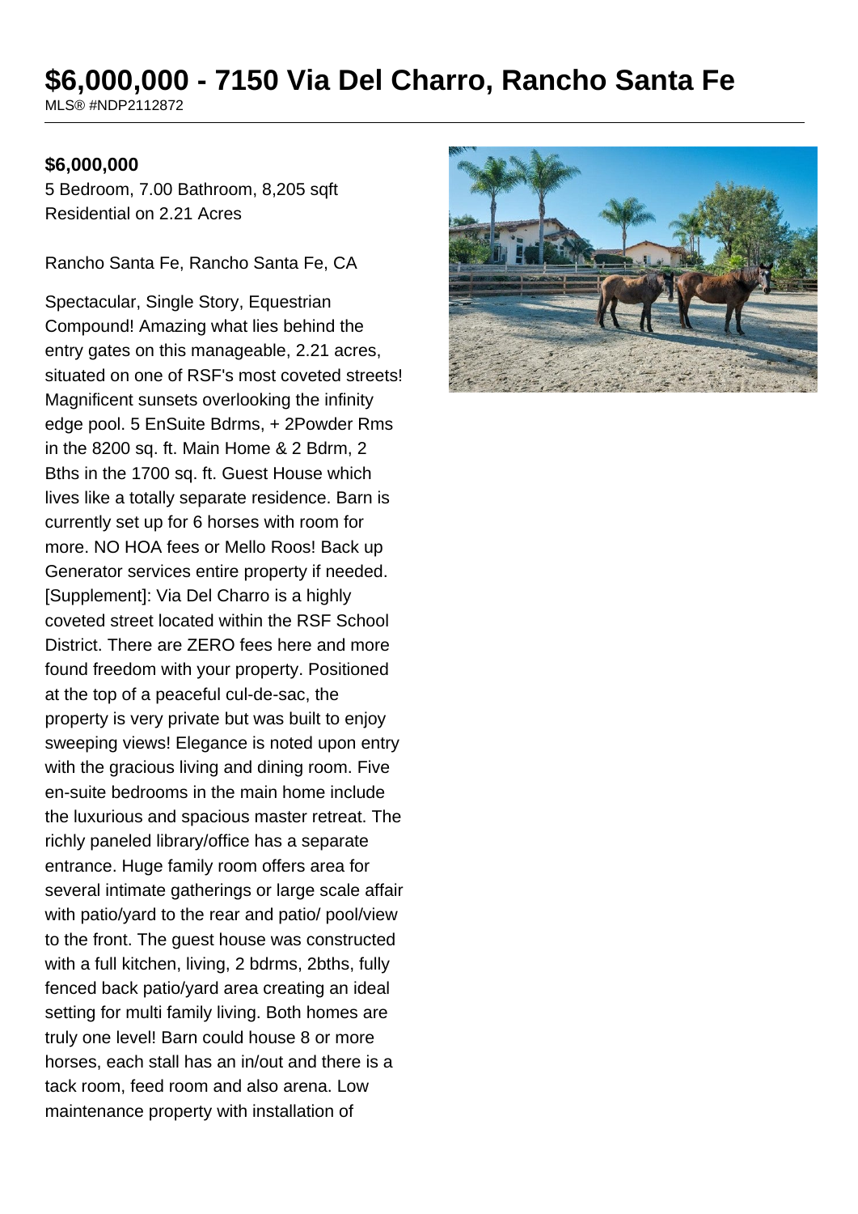# $6,000,000 - 7150 Via Del Charro, Rancho Santa Fe

MLS® #NDP2112872

**$6,000,000**

5 Bedroom, 7.00 Bathroom, 8,205 sqft
Residential on 2.21 Acres

Rancho Santa Fe, Rancho Santa Fe, CA

Spectacular, Single Story, Equestrian Compound! Amazing what lies behind the entry gates on this manageable, 2.21 acres, situated on one of RSF's most coveted streets! Magnificent sunsets overlooking the infinity edge pool. 5 EnSuite Bdrms, + 2Powder Rms in the 8200 sq. ft. Main Home & 2 Bdrm, 2 Bths in the 1700 sq. ft. Guest House which lives like a totally separate residence. Barn is currently set up for 6 horses with room for more. NO HOA fees or Mello Roos! Back up Generator services entire property if needed. [Supplement]: Via Del Charro is a highly coveted street located within the RSF School District. There are ZERO fees here and more found freedom with your property. Positioned at the top of a peaceful cul-de-sac, the property is very private but was built to enjoy sweeping views! Elegance is noted upon entry with the gracious living and dining room. Five en-suite bedrooms in the main home include the luxurious and spacious master retreat. The richly paneled library/office has a separate entrance. Huge family room offers area for several intimate gatherings or large scale affair with patio/yard to the rear and patio/ pool/view to the front. The guest house was constructed with a full kitchen, living, 2 bdrms, 2bths, fully fenced back patio/yard area creating an ideal setting for multi family living. Both homes are truly one level! Barn could house 8 or more horses, each stall has an in/out and there is a tack room, feed room and also arena. Low maintenance property with installation of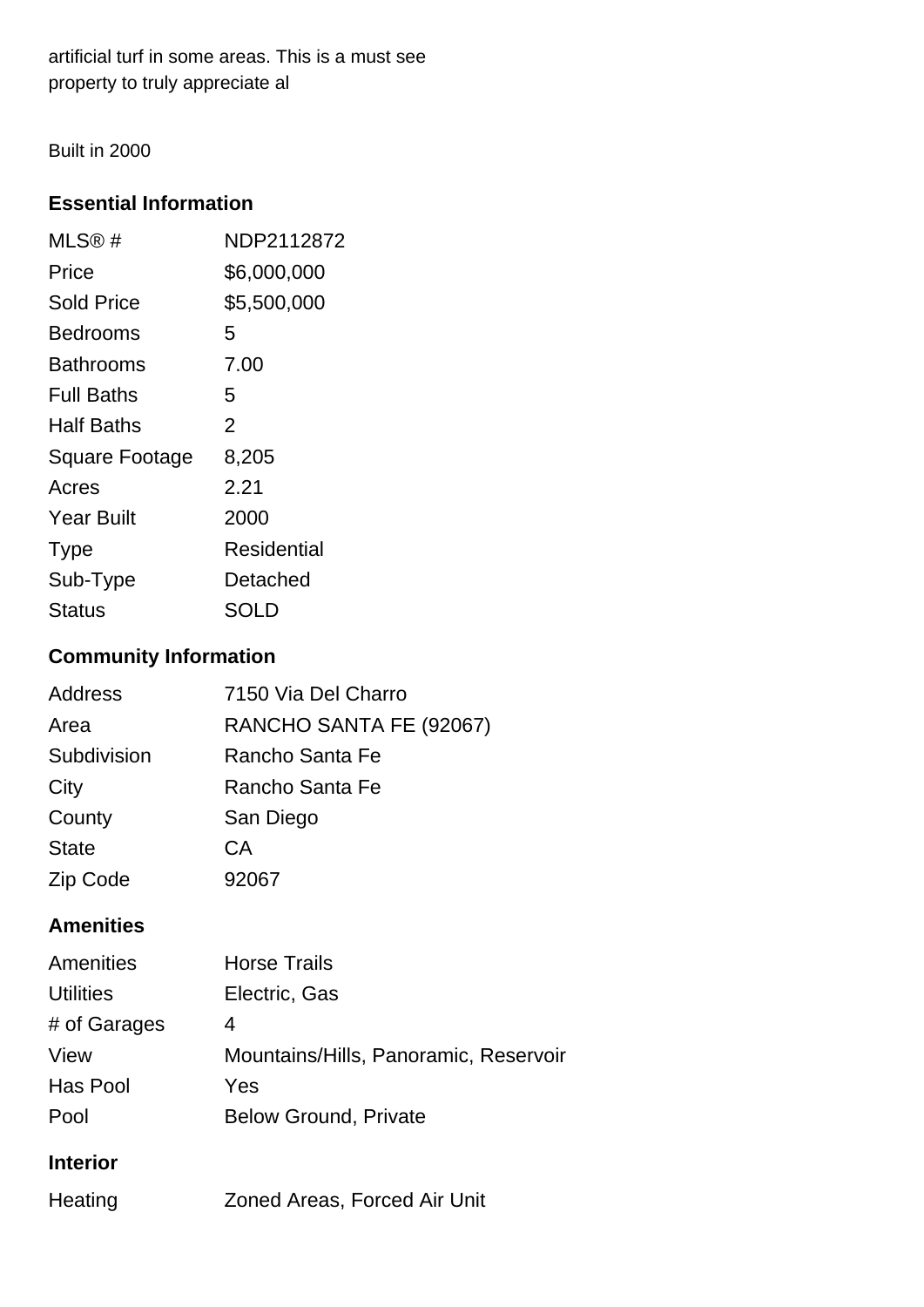artificial turf in some areas. This is a must see property to truly appreciate al

Built in 2000

## Essential Information

| | |
|---|---|
| MLS® # | NDP2112872 |
| Price | $6,000,000 |
| Sold Price | $5,500,000 |
| Bedrooms | 5 |
| Bathrooms | 7.00 |
| Full Baths | 5 |
| Half Baths | 2 |
| Square Footage | 8,205 |
| Acres | 2.21 |
| Year Built | 2000 |
| Type | Residential |
| Sub-Type | Detached |
| Status | SOLD |

## Community Information

| | |
|---|---|
| Address | 7150 Via Del Charro |
| Area | RANCHO SANTA FE (92067) |
| Subdivision | Rancho Santa Fe |
| City | Rancho Santa Fe |
| County | San Diego |
| State | CA |
| Zip Code | 92067 |

## Amenities

| | |
|---|---|
| Amenities | Horse Trails |
| Utilities | Electric, Gas |
| # of Garages | 4 |
| View | Mountains/Hills, Panoramic, Reservoir |
| Has Pool | Yes |
| Pool | Below Ground, Private |

## Interior

| | |
|---|---|
| Heating | Zoned Areas, Forced Air Unit |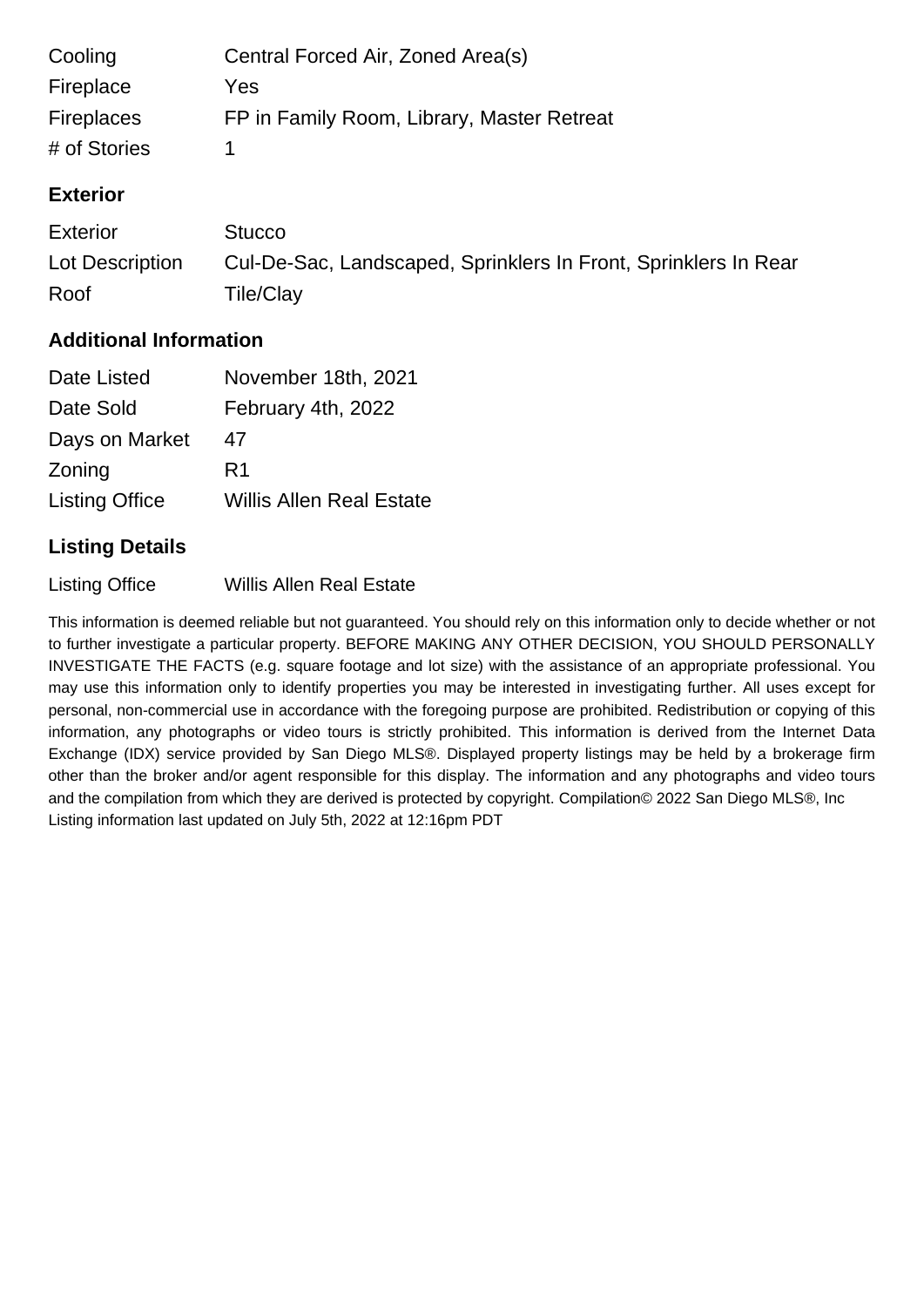| | |
|---|---|
| Cooling | Central Forced Air, Zoned Area(s) |
| Fireplace | Yes |
| Fireplaces | FP in Family Room, Library, Master Retreat |
| # of Stories | 1 |

## Exterior

| | |
|---|---|
| Exterior | Stucco |
| Lot Description | Cul-De-Sac, Landscaped, Sprinklers In Front, Sprinklers In Rear |
| Roof | Tile/Clay |

## Additional Information

| | |
|---|---|
| Date Listed | November 18th, 2021 |
| Date Sold | February 4th, 2022 |
| Days on Market | 47 |
| Zoning | R1 |
| Listing Office | Willis Allen Real Estate |

## Listing Details

| | |
|---|---|
| Listing Office | Willis Allen Real Estate |

This information is deemed reliable but not guaranteed. You should rely on this information only to decide whether or not to further investigate a particular property. BEFORE MAKING ANY OTHER DECISION, YOU SHOULD PERSONALLY INVESTIGATE THE FACTS (e.g. square footage and lot size) with the assistance of an appropriate professional. You may use this information only to identify properties you may be interested in investigating further. All uses except for personal, non-commercial use in accordance with the foregoing purpose are prohibited. Redistribution or copying of this information, any photographs or video tours is strictly prohibited. This information is derived from the Internet Data Exchange (IDX) service provided by San Diego MLS®. Displayed property listings may be held by a brokerage firm other than the broker and/or agent responsible for this display. The information and any photographs and video tours and the compilation from which they are derived is protected by copyright. Compilation© 2022 San Diego MLS®, Inc
Listing information last updated on July 5th, 2022 at 12:16pm PDT